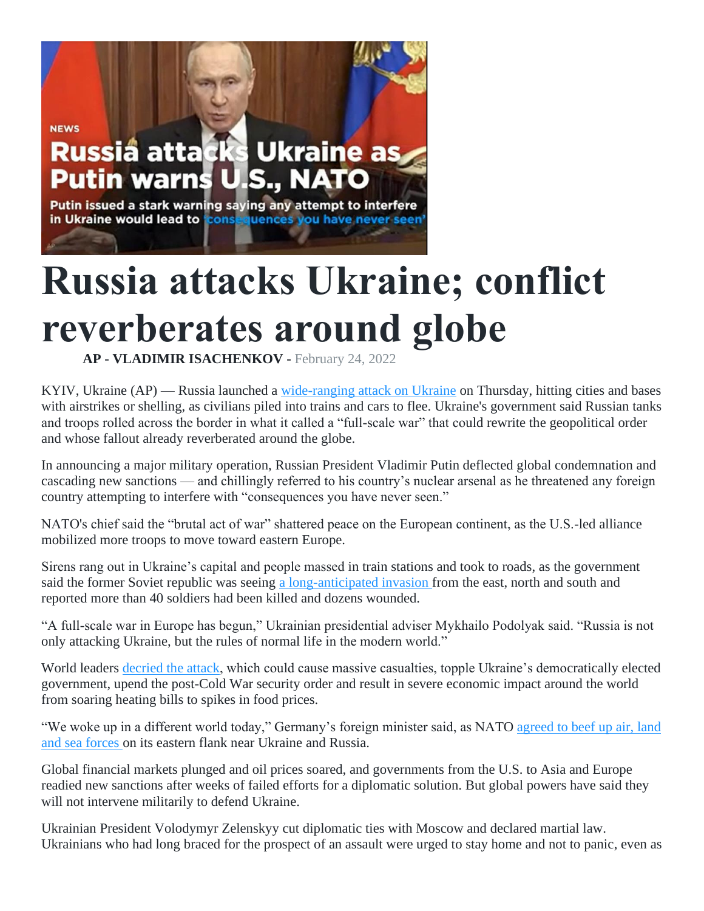# Russia attacks Ukraine; conflict reverberates around globe

**AP - VLADIMIR ISACHENKOV -** February 24, 2022

KYIV, Ukraine (AP) — Russia launched a wide-ranging attack on Ukraine on Thursday, hitting cities and bases with airstrikes or shelling, as civilians piled into trains and cars to flee. Ukraine's government said Russian tanks and troops rolled across the border in what it called a "full-scale war" that could rewrite the geopolitical order and whose fallout already reverberated around the globe.

In announcing a major military operation, Russian President Vladimir Putin deflected global condemnation and cascading new sanctions — and chillingly referred to his country's nuclear arsenal as he threatened any foreign country attempting to interfere with "consequences you have never seen."

NATO's chief said the "brutal act of war" shattered peace on the European continent, as the U.S.-led alliance mobilized more troops to move toward eastern Europe.

Sirens rang out in Ukraine's capital and people massed in train stations and took to roads, as the government said the former Soviet republic was seeing a long-anticipated invasion from the east, north and south and reported more than 40 soldiers had been killed and dozens wounded.

"A full-scale war in Europe has begun," Ukrainian presidential adviser Mykhailo Podolyak said. "Russia is not only attacking Ukraine, but the rules of normal life in the modern world."

World leaders decried the attack, which could cause massive casualties, topple Ukraine's democratically elected government, upend the post-Cold War security order and result in severe economic impact around the world from soaring heating bills to spikes in food prices.

"We woke up in a different world today," Germany's foreign minister said, as NATO agreed to beef up air, land and sea forces on its eastern flank near Ukraine and Russia.

Global financial markets plunged and oil prices soared, and governments from the U.S. to Asia and Europe readied new sanctions after weeks of failed efforts for a diplomatic solution. But global powers have said they will not intervene militarily to defend Ukraine.

Ukrainian President Volodymyr Zelenskyy cut diplomatic ties with Moscow and declared martial law. Ukrainians who had long braced for the prospect of an assault were urged to stay home and not to panic, even as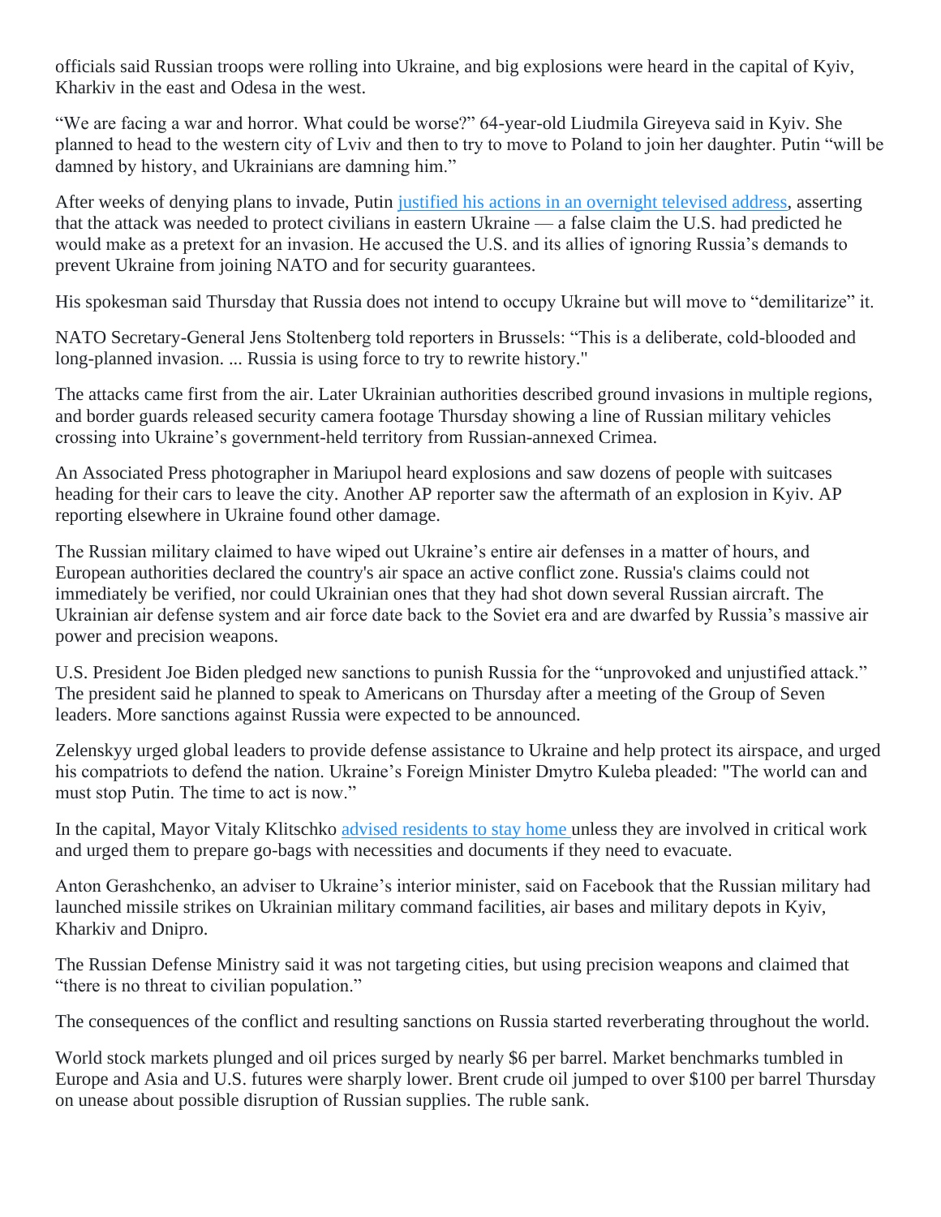officials said Russian troops were rolling into Ukraine, and big explosions were heard in the capital of Kyiv, Kharkiv in the east and Odesa in the west.

"We are facing a war and horror. What could be worse?" 64-year-old Liudmila Gireyeva said in Kyiv. She planned to head to the western city of Lviv and then to try to move to Poland to join her daughter. Putin "will be damned by history, and Ukrainians are damning him."

After weeks of denying plans to invade, Putin [justified his actions in an overnight televised address](), asserting that the attack was needed to protect civilians in eastern Ukraine — a false claim the U.S. had predicted he would make as a pretext for an invasion. He accused the U.S. and its allies of ignoring Russia's demands to prevent Ukraine from joining NATO and for security guarantees.

His spokesman said Thursday that Russia does not intend to occupy Ukraine but will move to "demilitarize" it.

NATO Secretary-General Jens Stoltenberg told reporters in Brussels: "This is a deliberate, cold-blooded and long-planned invasion. ... Russia is using force to try to rewrite history."

The attacks came first from the air. Later Ukrainian authorities described ground invasions in multiple regions, and border guards released security camera footage Thursday showing a line of Russian military vehicles crossing into Ukraine's government-held territory from Russian-annexed Crimea.

An Associated Press photographer in Mariupol heard explosions and saw dozens of people with suitcases heading for their cars to leave the city. Another AP reporter saw the aftermath of an explosion in Kyiv. AP reporting elsewhere in Ukraine found other damage.

The Russian military claimed to have wiped out Ukraine's entire air defenses in a matter of hours, and European authorities declared the country's air space an active conflict zone. Russia's claims could not immediately be verified, nor could Ukrainian ones that they had shot down several Russian aircraft. The Ukrainian air defense system and air force date back to the Soviet era and are dwarfed by Russia's massive air power and precision weapons.

U.S. President Joe Biden pledged new sanctions to punish Russia for the "unprovoked and unjustified attack." The president said he planned to speak to Americans on Thursday after a meeting of the Group of Seven leaders. More sanctions against Russia were expected to be announced.

Zelenskyy urged global leaders to provide defense assistance to Ukraine and help protect its airspace, and urged his compatriots to defend the nation. Ukraine's Foreign Minister Dmytro Kuleba pleaded: "The world can and must stop Putin. The time to act is now."

In the capital, Mayor Vitaly Klitschko [advised residents to stay home]() unless they are involved in critical work and urged them to prepare go-bags with necessities and documents if they need to evacuate.

Anton Gerashchenko, an adviser to Ukraine's interior minister, said on Facebook that the Russian military had launched missile strikes on Ukrainian military command facilities, air bases and military depots in Kyiv, Kharkiv and Dnipro.

The Russian Defense Ministry said it was not targeting cities, but using precision weapons and claimed that "there is no threat to civilian population."

The consequences of the conflict and resulting sanctions on Russia started reverberating throughout the world.

World stock markets plunged and oil prices surged by nearly $6 per barrel. Market benchmarks tumbled in Europe and Asia and U.S. futures were sharply lower. Brent crude oil jumped to over $100 per barrel Thursday on unease about possible disruption of Russian supplies. The ruble sank.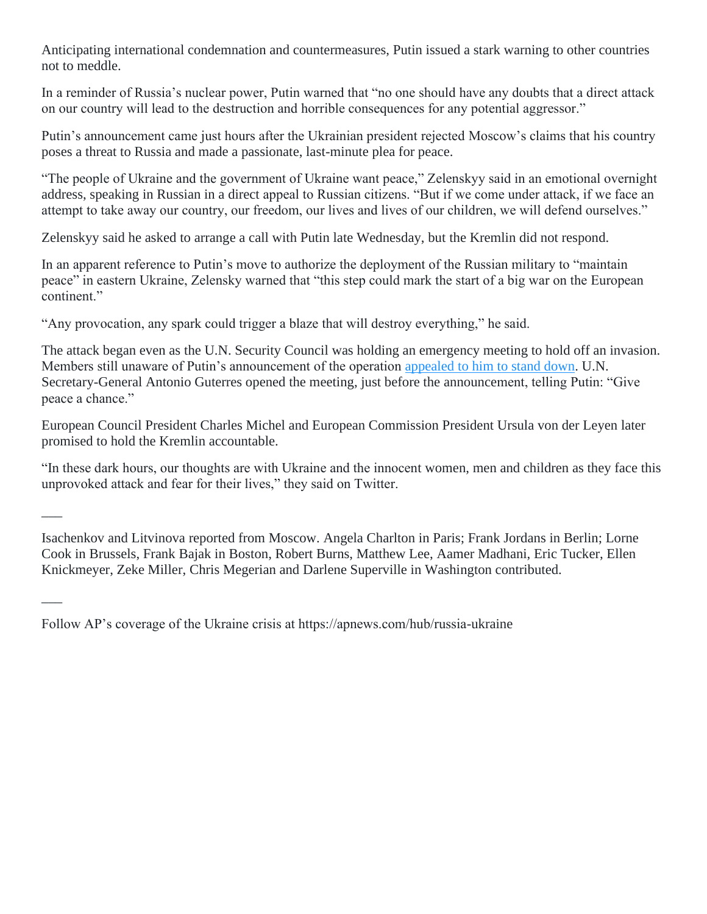Anticipating international condemnation and countermeasures, Putin issued a stark warning to other countries not to meddle.

In a reminder of Russia's nuclear power, Putin warned that "no one should have any doubts that a direct attack on our country will lead to the destruction and horrible consequences for any potential aggressor."

Putin's announcement came just hours after the Ukrainian president rejected Moscow's claims that his country poses a threat to Russia and made a passionate, last-minute plea for peace.

"The people of Ukraine and the government of Ukraine want peace," Zelenskyy said in an emotional overnight address, speaking in Russian in a direct appeal to Russian citizens. "But if we come under attack, if we face an attempt to take away our country, our freedom, our lives and lives of our children, we will defend ourselves."

Zelenskyy said he asked to arrange a call with Putin late Wednesday, but the Kremlin did not respond.

In an apparent reference to Putin's move to authorize the deployment of the Russian military to "maintain peace" in eastern Ukraine, Zelensky warned that "this step could mark the start of a big war on the European continent."

"Any provocation, any spark could trigger a blaze that will destroy everything," he said.

The attack began even as the U.N. Security Council was holding an emergency meeting to hold off an invasion. Members still unaware of Putin's announcement of the operation appealed to him to stand down. U.N. Secretary-General Antonio Guterres opened the meeting, just before the announcement, telling Putin: "Give peace a chance."

European Council President Charles Michel and European Commission President Ursula von der Leyen later promised to hold the Kremlin accountable.

"In these dark hours, our thoughts are with Ukraine and the innocent women, men and children as they face this unprovoked attack and fear for their lives," they said on Twitter.

\_\_\_

Isachenkov and Litvinova reported from Moscow. Angela Charlton in Paris; Frank Jordans in Berlin; Lorne Cook in Brussels, Frank Bajak in Boston, Robert Burns, Matthew Lee, Aamer Madhani, Eric Tucker, Ellen Knickmeyer, Zeke Miller, Chris Megerian and Darlene Superville in Washington contributed.

\_\_\_

Follow AP's coverage of the Ukraine crisis at https://apnews.com/hub/russia-ukraine